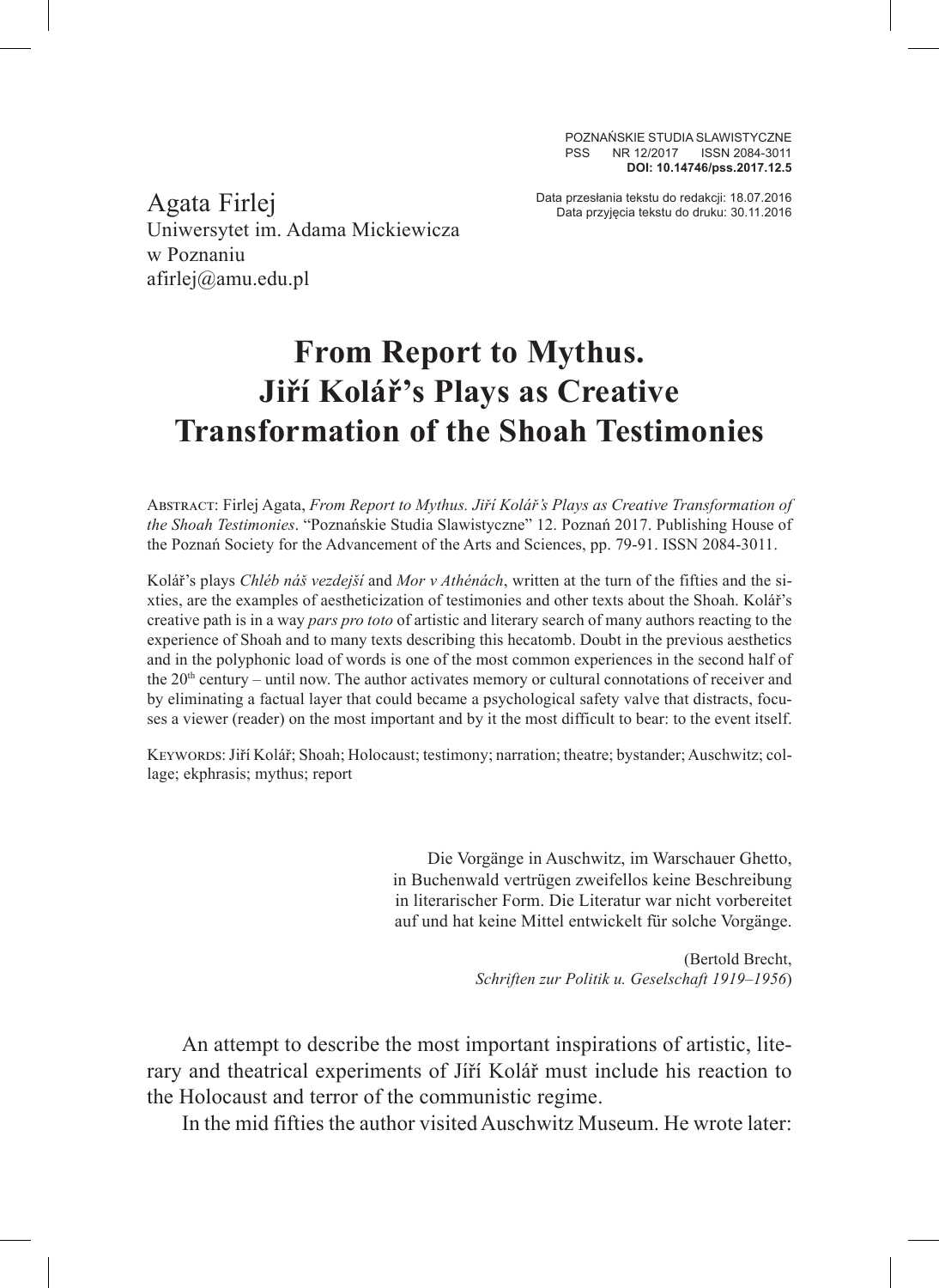POZNAŃSKIE STUDIA SLAWISTYCZNE
PSS NR 12/2017 ISSN 2084-3011
**DOI: 10.14746/pss.2017.12.5**

Data przesłania tekstu do redakcji: 18.07.2016
Data przyjęcia tekstu do druku: 30.11.2016

Agata Firlej
Uniwersytet im. Adama Mickiewicza
w Poznaniu
afirlej@amu.edu.pl

# From Report to Mythus. Jiří Kolář's Plays as Creative Transformation of the Shoah Testimonies

Abstract: Firlej Agata, *From Report to Mythus. Jiří Kolář's Plays as Creative Transformation of the Shoah Testimonies*. "Poznańskie Studia Slawistyczne" 12. Poznań 2017. Publishing House of the Poznań Society for the Advancement of the Arts and Sciences, pp. 79-91. ISSN 2084-3011.

Kolář's plays *Chléb náš vezdejší* and *Mor v Athénách*, written at the turn of the fifties and the sixties, are the examples of aestheticization of testimonies and other texts about the Shoah. Kolář's creative path is in a way *pars pro toto* of artistic and literary search of many authors reacting to the experience of Shoah and to many texts describing this hecatomb. Doubt in the previous aesthetics and in the polyphonic load of words is one of the most common experiences in the second half of the 20th century – until now. The author activates memory or cultural connotations of receiver and by eliminating a factual layer that could became a psychological safety valve that distracts, focuses a viewer (reader) on the most important and by it the most difficult to bear: to the event itself.

Keywords: Jiří Kolář; Shoah; Holocaust; testimony; narration; theatre; bystander; Auschwitz; collage; ekphrasis; mythus; report

> Die Vorgänge in Auschwitz, im Warschauer Ghetto, in Buchenwald vertrügen zweifellos keine Beschreibung in literarischer Form. Die Literatur war nicht vorbereitet auf und hat keine Mittel entwickelt für solche Vorgänge.
>
> (Bertold Brecht, *Schriften zur Politik u. Geselschaft 1919–1956*)

An attempt to describe the most important inspirations of artistic, literary and theatrical experiments of Jíří Kolář must include his reaction to the Holocaust and terror of the communistic regime.

In the mid fifties the author visited Auschwitz Museum. He wrote later: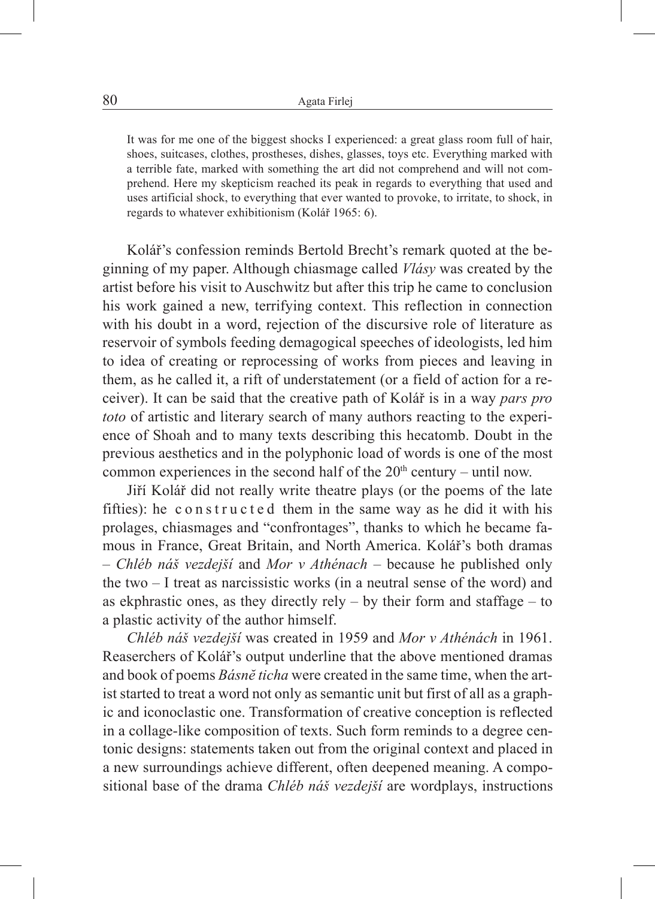> It was for me one of the biggest shocks I experienced: a great glass room full of hair, shoes, suitcases, clothes, prostheses, dishes, glasses, toys etc. Everything marked with a terrible fate, marked with something the art did not comprehend and will not comprehend. Here my skepticism reached its peak in regards to everything that used and uses artificial shock, to everything that ever wanted to provoke, to irritate, to shock, in regards to whatever exhibitionism (Kolář 1965: 6).

Kolář's confession reminds Bertold Brecht's remark quoted at the beginning of my paper. Although chiasmage called *Vlásy* was created by the artist before his visit to Auschwitz but after this trip he came to conclusion his work gained a new, terrifying context. This reflection in connection with his doubt in a word, rejection of the discursive role of literature as reservoir of symbols feeding demagogical speeches of ideologists, led him to idea of creating or reprocessing of works from pieces and leaving in them, as he called it, a rift of understatement (or a field of action for a receiver). It can be said that the creative path of Kolář is in a way *pars pro toto* of artistic and literary search of many authors reacting to the experience of Shoah and to many texts describing this hecatomb. Doubt in the previous aesthetics and in the polyphonic load of words is one of the most common experiences in the second half of the 20th century – until now.

Jiří Kolář did not really write theatre plays (or the poems of the late fifties): he c o n s t r u c t e d them in the same way as he did it with his prolages, chiasmages and "confrontages", thanks to which he became famous in France, Great Britain, and North America. Kolář's both dramas – *Chléb náš vezdejší* and *Mor v Athénach* – because he published only the two – I treat as narcissistic works (in a neutral sense of the word) and as ekphrastic ones, as they directly rely – by their form and staffage – to a plastic activity of the author himself.

*Chléb náš vezdejší* was created in 1959 and *Mor v Athénách* in 1961. Reaserchers of Kolář's output underline that the above mentioned dramas and book of poems *Básně ticha* were created in the same time, when the artist started to treat a word not only as semantic unit but first of all as a graphic and iconoclastic one. Transformation of creative conception is reflected in a collage-like composition of texts. Such form reminds to a degree centonic designs: statements taken out from the original context and placed in a new surroundings achieve different, often deepened meaning. A compositional base of the drama *Chléb náš vezdejší* are wordplays, instructions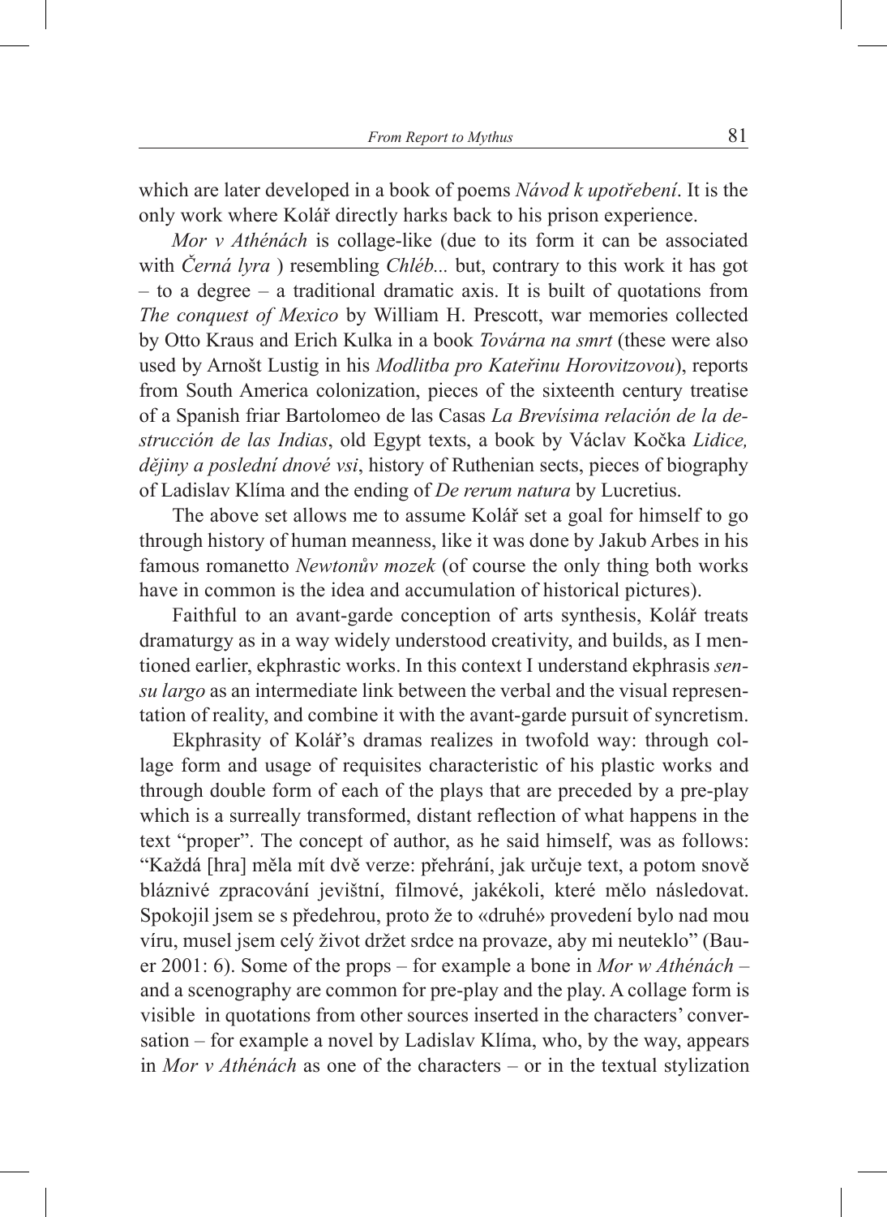which are later developed in a book of poems *Návod k upotřebení*. It is the only work where Kolář directly harks back to his prison experience.

*Mor v Athénách* is collage-like (due to its form it can be associated with *Černá lyra* ) resembling *Chléb...* but, contrary to this work it has got – to a degree – a traditional dramatic axis. It is built of quotations from *The conquest of Mexico* by William H. Prescott, war memories collected by Otto Kraus and Erich Kulka in a book *Továrna na smrt* (these were also used by Arnošt Lustig in his *Modlitba pro Kateřinu Horovitzovou*), reports from South America colonization, pieces of the sixteenth century treatise of a Spanish friar Bartolomeo de las Casas *La Brevísima relación de la destrucción de las Indias*, old Egypt texts, a book by Václav Kočka *Lidice, dějiny a poslední dnové vsi*, history of Ruthenian sects, pieces of biography of Ladislav Klíma and the ending of *De rerum natura* by Lucretius.

The above set allows me to assume Kolář set a goal for himself to go through history of human meanness, like it was done by Jakub Arbes in his famous romanetto *Newtonův mozek* (of course the only thing both works have in common is the idea and accumulation of historical pictures).

Faithful to an avant-garde conception of arts synthesis, Kolář treats dramaturgy as in a way widely understood creativity, and builds, as I mentioned earlier, ekphrastic works. In this context I understand ekphrasis *sensu largo* as an intermediate link between the verbal and the visual representation of reality, and combine it with the avant-garde pursuit of syncretism.

Ekphrasity of Kolář's dramas realizes in twofold way: through collage form and usage of requisites characteristic of his plastic works and through double form of each of the plays that are preceded by a pre-play which is a surreally transformed, distant reflection of what happens in the text "proper". The concept of author, as he said himself, was as follows: "Každá [hra] měla mít dvě verze: přehrání, jak určuje text, a potom snově bláznivé zpracování jevištní, filmové, jakékoli, které mělo následovat. Spokojil jsem se s předehrou, proto že to «druhé» provedení bylo nad mou víru, musel jsem celý život držet srdce na provaze, aby mi neuteklo" (Bauer 2001: 6). Some of the props – for example a bone in *Mor w Athénách* – and a scenography are common for pre-play and the play. A collage form is visible in quotations from other sources inserted in the characters' conversation – for example a novel by Ladislav Klíma, who, by the way, appears in *Mor v Athénách* as one of the characters – or in the textual stylization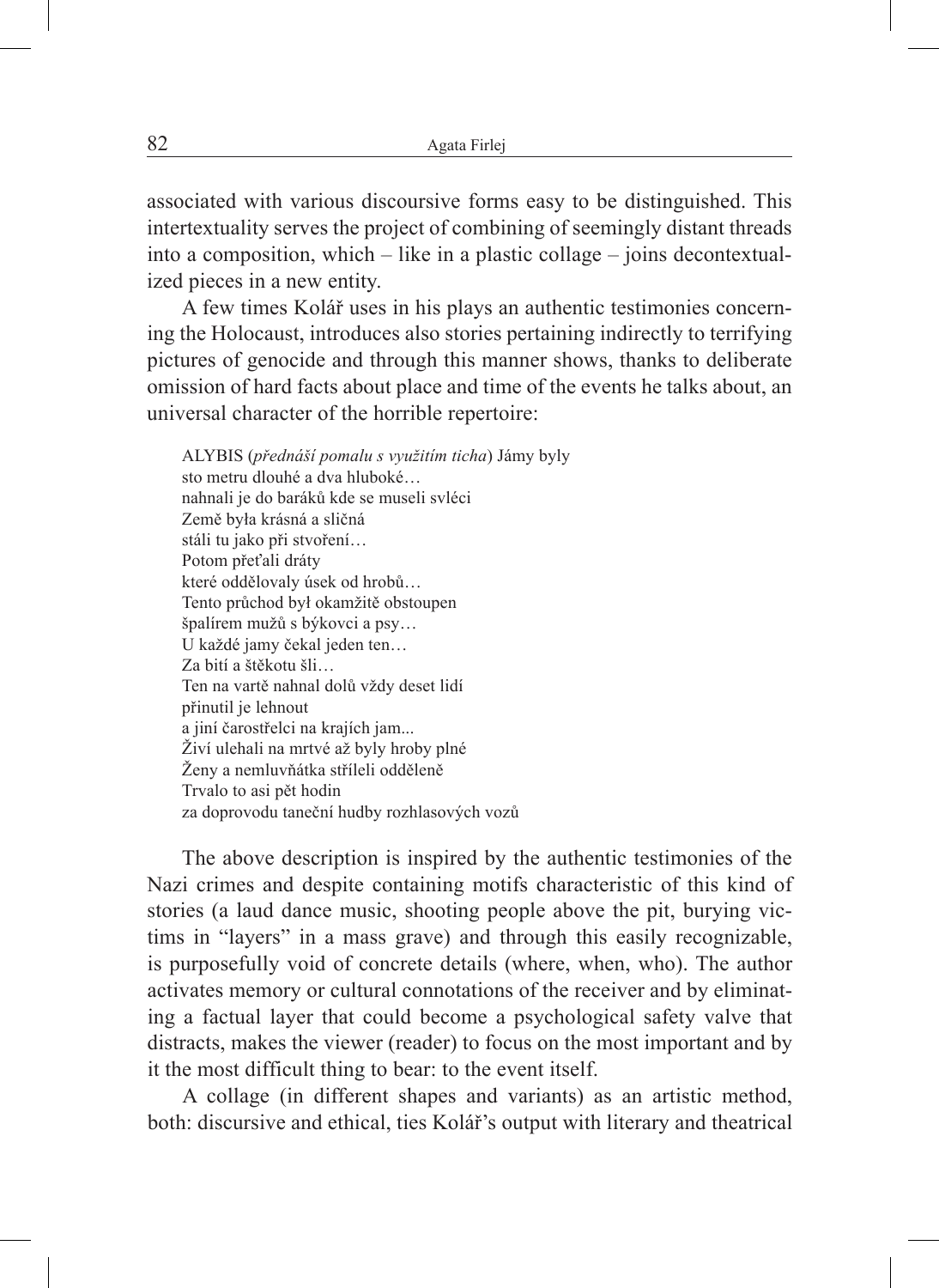associated with various discoursive forms easy to be distinguished. This intertextuality serves the project of combining of seemingly distant threads into a composition, which – like in a plastic collage – joins decontextualized pieces in a new entity.

A few times Kolář uses in his plays an authentic testimonies concerning the Holocaust, introduces also stories pertaining indirectly to terrifying pictures of genocide and through this manner shows, thanks to deliberate omission of hard facts about place and time of the events he talks about, an universal character of the horrible repertoire:

> ALYBIS (*přednáší pomalu s využitím ticha*) Jámy byly
> sto metru dlouhé a dva hluboké…
> nahnali je do baráků kde se museli svléci
> Země była krásná a sličná
> stáli tu jako při stvoření…
> Potom přeťali dráty
> které oddělovaly úsek od hrobů…
> Tento průchod byl okamžitě obstoupen
> špalírem mužů s býkovci a psy…
> U každé jamy čekal jeden ten…
> Za bití a štěkotu šli…
> Ten na vartě nahnal dolů vždy deset lidí
> přinutil je lehnout
> a jiní čarostřelci na krajích jam...
> Živí ulehali na mrtvé až byly hroby plné
> Ženy a nemluvňátka stříleli odděleně
> Trvalo to asi pět hodin
> za doprovodu taneční hudby rozhlasových vozů

The above description is inspired by the authentic testimonies of the Nazi crimes and despite containing motifs characteristic of this kind of stories (a laud dance music, shooting people above the pit, burying victims in "layers" in a mass grave) and through this easily recognizable, is purposefully void of concrete details (where, when, who). The author activates memory or cultural connotations of the receiver and by eliminating a factual layer that could become a psychological safety valve that distracts, makes the viewer (reader) to focus on the most important and by it the most difficult thing to bear: to the event itself.

A collage (in different shapes and variants) as an artistic method, both: discursive and ethical, ties Kolář's output with literary and theatrical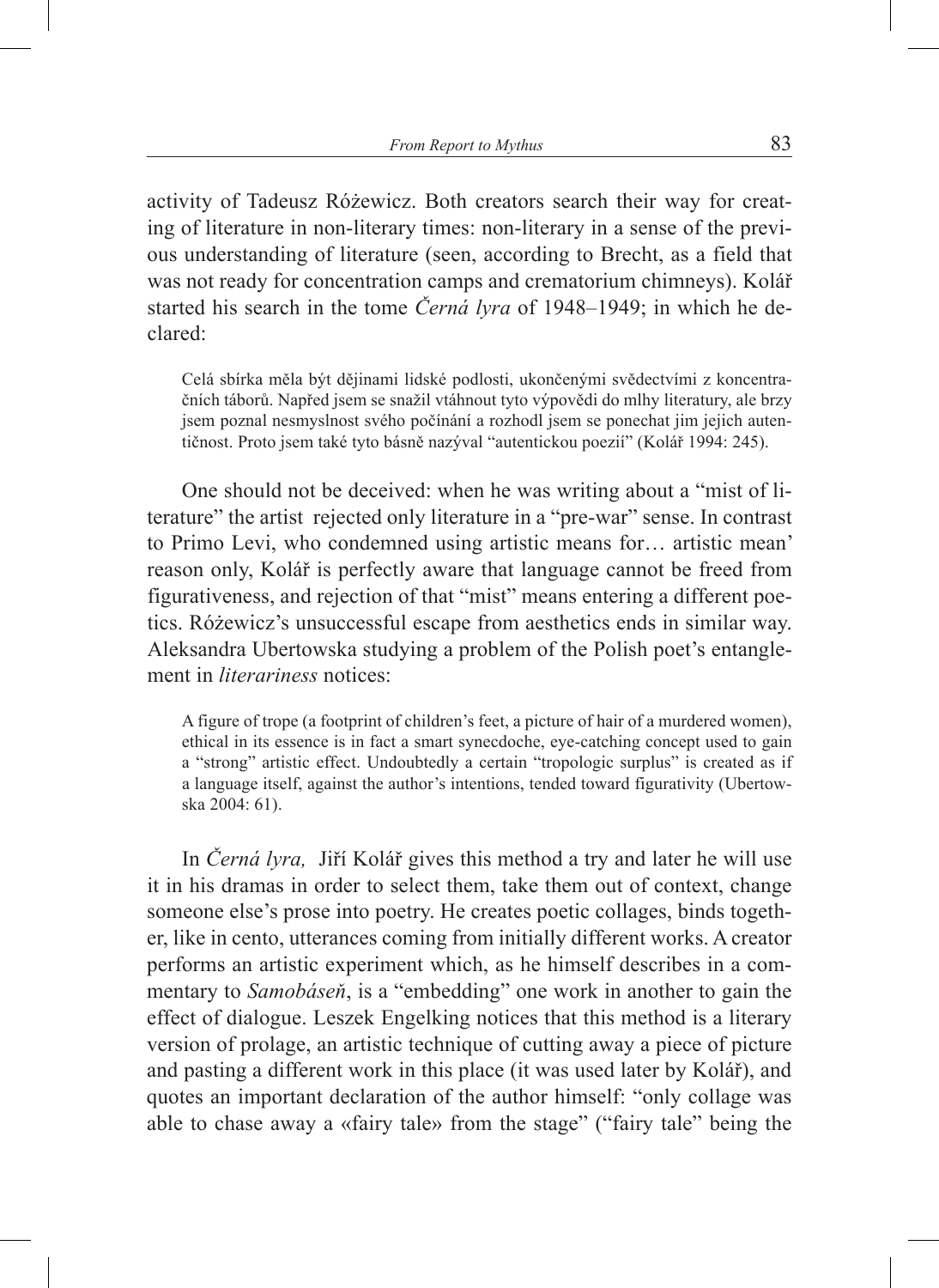activity of Tadeusz Różewicz. Both creators search their way for creating of literature in non-literary times: non-literary in a sense of the previous understanding of literature (seen, according to Brecht, as a field that was not ready for concentration camps and crematorium chimneys). Kolář started his search in the tome *Černá lyra* of 1948–1949; in which he declared:

> Celá sbírka měla být dějinami lidské podlosti, ukončenými svědectvími z koncentračních táborů. Napřed jsem se snažil vtáhnout tyto výpovědi do mlhy literatury, ale brzy jsem poznal nesmyslnost svého počínání a rozhodl jsem se ponechat jim jejich autentičnost. Proto jsem také tyto básně nazýval "autentickou poezií" (Kolář 1994: 245).

One should not be deceived: when he was writing about a "mist of literature" the artist rejected only literature in a "pre-war" sense. In contrast to Primo Levi, who condemned using artistic means for… artistic mean' reason only, Kolář is perfectly aware that language cannot be freed from figurativeness, and rejection of that "mist" means entering a different poetics. Różewicz's unsuccessful escape from aesthetics ends in similar way. Aleksandra Ubertowska studying a problem of the Polish poet's entanglement in *literariness* notices:

> A figure of trope (a footprint of children's feet, a picture of hair of a murdered women), ethical in its essence is in fact a smart synecdoche, eye-catching concept used to gain a "strong" artistic effect. Undoubtedly a certain "tropologic surplus" is created as if a language itself, against the author's intentions, tended toward figurativity (Ubertowska 2004: 61).

In *Černá lyra,* Jiří Kolář gives this method a try and later he will use it in his dramas in order to select them, take them out of context, change someone else's prose into poetry. He creates poetic collages, binds together, like in cento, utterances coming from initially different works. A creator performs an artistic experiment which, as he himself describes in a commentary to *Samobáseň*, is a "embedding" one work in another to gain the effect of dialogue. Leszek Engelking notices that this method is a literary version of prolage, an artistic technique of cutting away a piece of picture and pasting a different work in this place (it was used later by Kolář), and quotes an important declaration of the author himself: "only collage was able to chase away a «fairy tale» from the stage" ("fairy tale" being the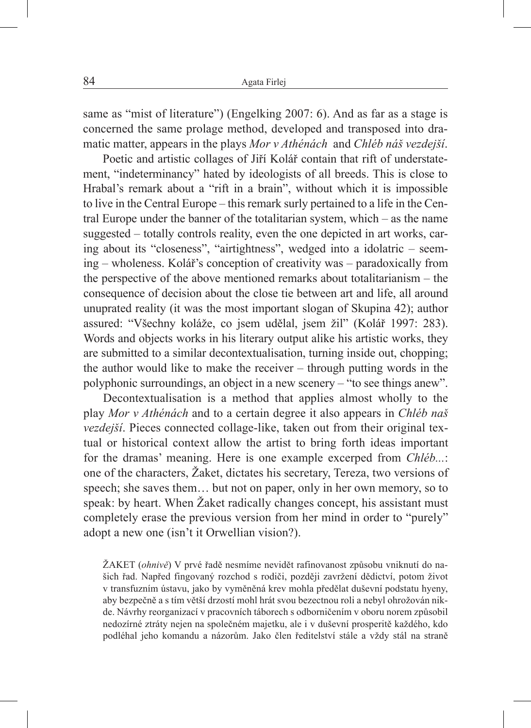same as "mist of literature") (Engelking 2007: 6). And as far as a stage is concerned the same prolage method, developed and transposed into dramatic matter, appears in the plays *Mor v Athénách* and *Chléb náš vezdejší*.

Poetic and artistic collages of Jiří Kolář contain that rift of understatement, "indeterminancy" hated by ideologists of all breeds. This is close to Hrabal's remark about a "rift in a brain", without which it is impossible to live in the Central Europe – this remark surly pertained to a life in the Central Europe under the banner of the totalitarian system, which – as the name suggested – totally controls reality, even the one depicted in art works, caring about its "closeness", "airtightness", wedged into a idolatric – seeming – wholeness. Kolář's conception of creativity was – paradoxically from the perspective of the above mentioned remarks about totalitarianism – the consequence of decision about the close tie between art and life, all around unuprated reality (it was the most important slogan of Skupina 42); author assured: "Všechny koláže, co jsem udělal, jsem žil" (Kolář 1997: 283). Words and objects works in his literary output alike his artistic works, they are submitted to a similar decontextualisation, turning inside out, chopping; the author would like to make the receiver – through putting words in the polyphonic surroundings, an object in a new scenery – "to see things anew".

Decontextualisation is a method that applies almost wholly to the play *Mor v Athénách* and to a certain degree it also appears in *Chléb naš vezdejší*. Pieces connected collage-like, taken out from their original textual or historical context allow the artist to bring forth ideas important for the dramas' meaning. Here is one example excerped from *Chléb...*: one of the characters, Žaket, dictates his secretary, Tereza, two versions of speech; she saves them… but not on paper, only in her own memory, so to speak: by heart. When Žaket radically changes concept, his assistant must completely erase the previous version from her mind in order to "purely" adopt a new one (isn't it Orwellian vision?).

> ŽAKET (*ohnivě*) V prvé řadě nesmíme nevidět rafinovanost způsobu vniknutí do našich řad. Napřed fingovaný rozchod s rodiči, později zavržení dědictví, potom život v transfuzním ústavu, jako by vyměněná krev mohla předělat duševní podstatu hyeny, aby bezpečně a s tím větší drzostí mohl hrát svou bezectnou roli a nebyl ohrožován nikde. Návrhy reorganizací v pracovních táborech s odborničením v oboru norem způsobil nedozírné ztráty nejen na společném majetku, ale i v duševní prosperitě každého, kdo podléhal jeho komandu a názorům. Jako člen ředitelství stále a vždy stál na straně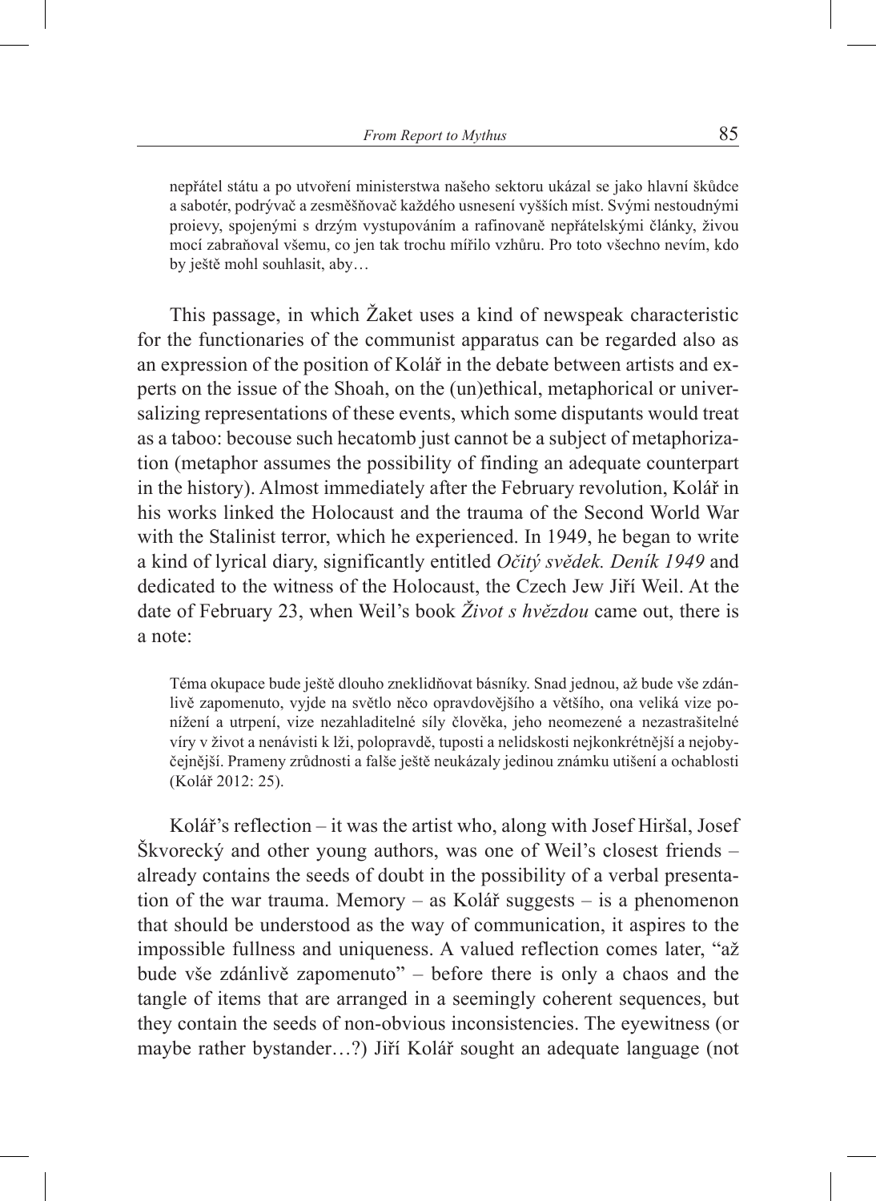nepřátel státu a po utvoření ministerstva našeho sektoru ukázal se jako hlavní škůdce a sabotér, podrývač a zesměšňovač každého usnesení vyšších míst. Svými nestoudnými proievy, spojenými s drzým vystupováním a rafinovaně nepřátelskými články, živou mocí zabraňoval všemu, co jen tak trochu mířilo vzhůru. Pro toto všechno nevím, kdo by ještě mohl souhlasit, aby…

This passage, in which Žaket uses a kind of newspeak characteristic for the functionaries of the communist apparatus can be regarded also as an expression of the position of Kolář in the debate between artists and experts on the issue of the Shoah, on the (un)ethical, metaphorical or universalizing representations of these events, which some disputants would treat as a taboo: becouse such hecatomb just cannot be a subject of metaphorization (metaphor assumes the possibility of finding an adequate counterpart in the history). Almost immediately after the February revolution, Kolář in his works linked the Holocaust and the trauma of the Second World War with the Stalinist terror, which he experienced. In 1949, he began to write a kind of lyrical diary, significantly entitled *Očitý svědek. Deník 1949* and dedicated to the witness of the Holocaust, the Czech Jew Jiří Weil. At the date of February 23, when Weil's book *Život s hvězdou* came out, there is a note:

Téma okupace bude ještě dlouho zneklidňovat básníky. Snad jednou, až bude vše zdánlivě zapomenuto, vyjde na světlo něco opravdovějšího a většího, ona veliká vize ponížení a utrpení, vize nezahladitelné síly člověka, jeho neomezené a nezastrašitelné víry v život a nenávisti k lži, polopravdě, tuposti a nelidskosti nejkonkrétnější a nejobyčejnější. Prameny zrůdnosti a falše ještě neukázaly jedinou známku utišení a ochablosti (Kolář 2012: 25).

Kolář's reflection – it was the artist who, along with Josef Hiršal, Josef Škvorecký and other young authors, was one of Weil's closest friends – already contains the seeds of doubt in the possibility of a verbal presentation of the war trauma. Memory – as Kolář suggests – is a phenomenon that should be understood as the way of communication, it aspires to the impossible fullness and uniqueness. A valued reflection comes later, "až bude vše zdánlivě zapomenuto" – before there is only a chaos and the tangle of items that are arranged in a seemingly coherent sequences, but they contain the seeds of non-obvious inconsistencies. The eyewitness (or maybe rather bystander…?) Jiří Kolář sought an adequate language (not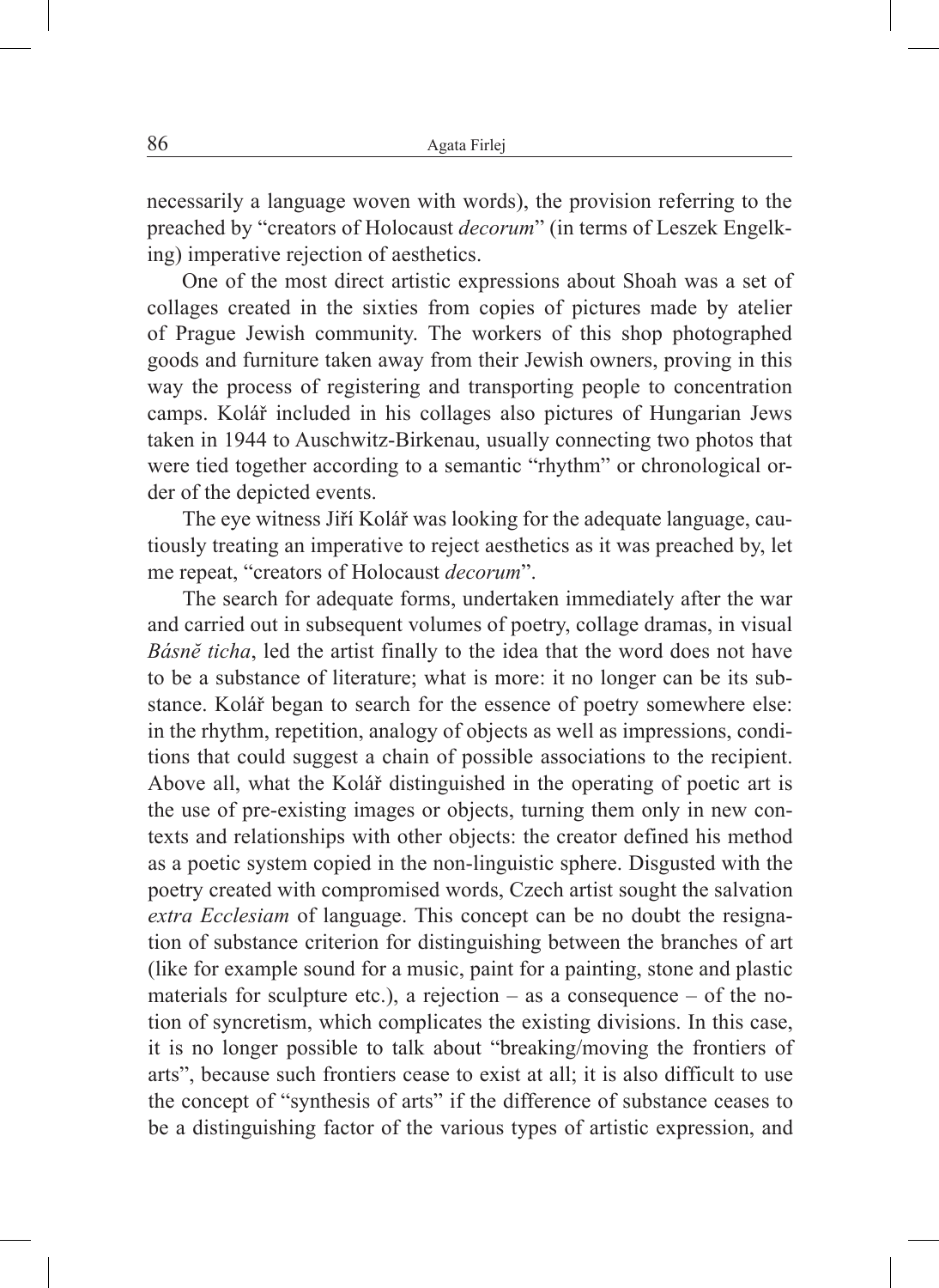necessarily a language woven with words), the provision referring to the preached by "creators of Holocaust *decorum*" (in terms of Leszek Engelking) imperative rejection of aesthetics.

One of the most direct artistic expressions about Shoah was a set of collages created in the sixties from copies of pictures made by atelier of Prague Jewish community. The workers of this shop photographed goods and furniture taken away from their Jewish owners, proving in this way the process of registering and transporting people to concentration camps. Kolář included in his collages also pictures of Hungarian Jews taken in 1944 to Auschwitz-Birkenau, usually connecting two photos that were tied together according to a semantic "rhythm" or chronological order of the depicted events.

The eye witness Jiří Kolář was looking for the adequate language, cautiously treating an imperative to reject aesthetics as it was preached by, let me repeat, "creators of Holocaust *decorum*".

The search for adequate forms, undertaken immediately after the war and carried out in subsequent volumes of poetry, collage dramas, in visual *Básně ticha*, led the artist finally to the idea that the word does not have to be a substance of literature; what is more: it no longer can be its substance. Kolář began to search for the essence of poetry somewhere else: in the rhythm, repetition, analogy of objects as well as impressions, conditions that could suggest a chain of possible associations to the recipient. Above all, what the Kolář distinguished in the operating of poetic art is the use of pre-existing images or objects, turning them only in new contexts and relationships with other objects: the creator defined his method as a poetic system copied in the non-linguistic sphere. Disgusted with the poetry created with compromised words, Czech artist sought the salvation *extra Ecclesiam* of language. This concept can be no doubt the resignation of substance criterion for distinguishing between the branches of art (like for example sound for a music, paint for a painting, stone and plastic materials for sculpture etc.), a rejection – as a consequence – of the notion of syncretism, which complicates the existing divisions. In this case, it is no longer possible to talk about "breaking/moving the frontiers of arts", because such frontiers cease to exist at all; it is also difficult to use the concept of "synthesis of arts" if the difference of substance ceases to be a distinguishing factor of the various types of artistic expression, and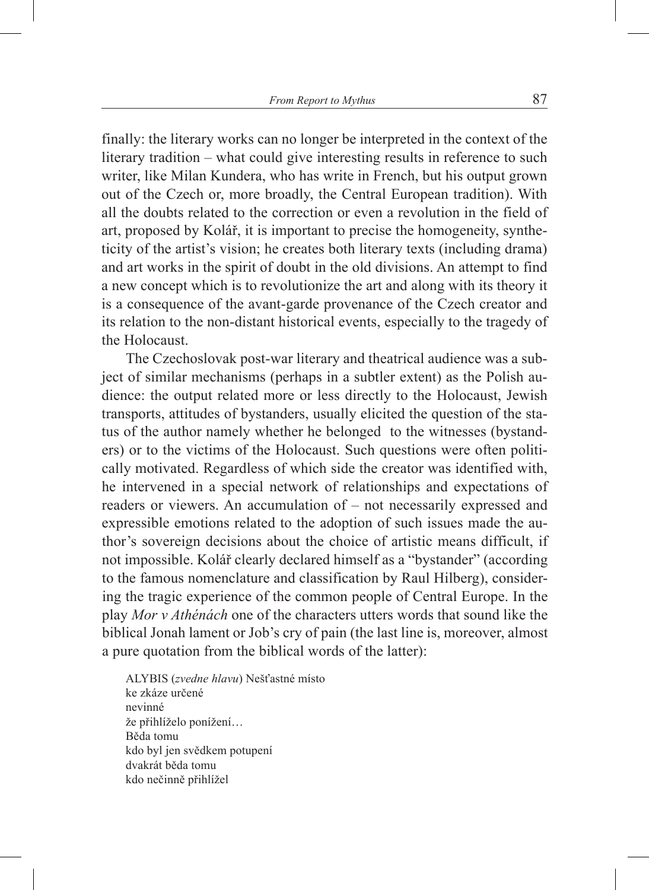finally: the literary works can no longer be interpreted in the context of the literary tradition – what could give interesting results in reference to such writer, like Milan Kundera, who has write in French, but his output grown out of the Czech or, more broadly, the Central European tradition). With all the doubts related to the correction or even a revolution in the field of art, proposed by Kolář, it is important to precise the homogeneity, syntheticity of the artist's vision; he creates both literary texts (including drama) and art works in the spirit of doubt in the old divisions. An attempt to find a new concept which is to revolutionize the art and along with its theory it is a consequence of the avant-garde provenance of the Czech creator and its relation to the non-distant historical events, especially to the tragedy of the Holocaust.

The Czechoslovak post-war literary and theatrical audience was a subject of similar mechanisms (perhaps in a subtler extent) as the Polish audience: the output related more or less directly to the Holocaust, Jewish transports, attitudes of bystanders, usually elicited the question of the status of the author namely whether he belonged to the witnesses (bystanders) or to the victims of the Holocaust. Such questions were often politically motivated. Regardless of which side the creator was identified with, he intervened in a special network of relationships and expectations of readers or viewers. An accumulation of – not necessarily expressed and expressible emotions related to the adoption of such issues made the author's sovereign decisions about the choice of artistic means difficult, if not impossible. Kolář clearly declared himself as a "bystander" (according to the famous nomenclature and classification by Raul Hilberg), considering the tragic experience of the common people of Central Europe. In the play *Mor v Athénách* one of the characters utters words that sound like the biblical Jonah lament or Job's cry of pain (the last line is, moreover, almost a pure quotation from the biblical words of the latter):

> ALYBIS (*zvedne hlavu*) Nešťastné místo
> ke zkáze určené
> nevinné
> že přihlíželo ponížení…
> Běda tomu
> kdo byl jen svědkem potupení
> dvakrát běda tomu
> kdo nečinně přihlížel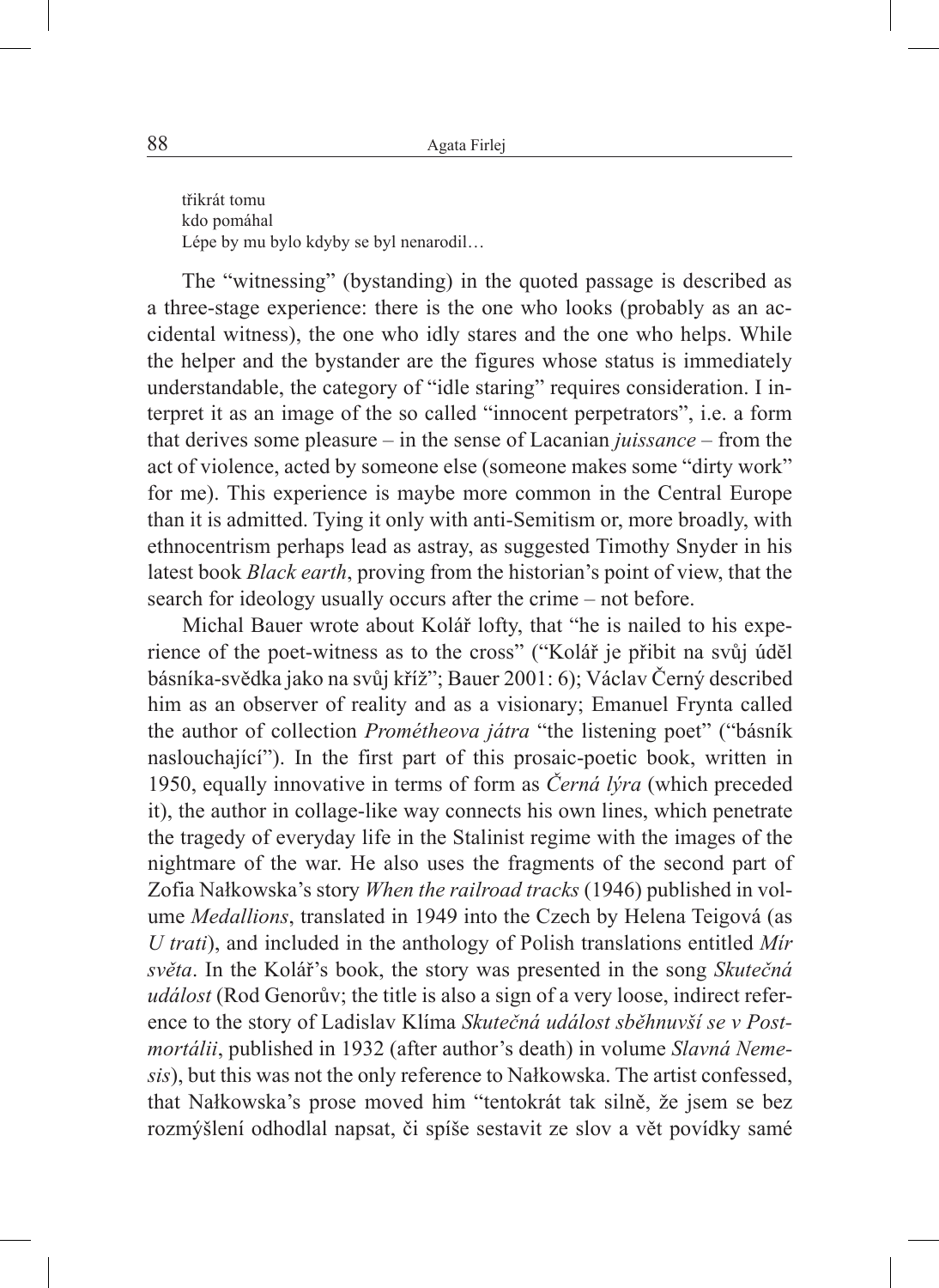třikrát tomu
kdo pomáhal
Lépe by mu bylo kdyby se byl nenarodil…

The "witnessing" (bystanding) in the quoted passage is described as a three-stage experience: there is the one who looks (probably as an accidental witness), the one who idly stares and the one who helps. While the helper and the bystander are the figures whose status is immediately understandable, the category of "idle staring" requires consideration. I interpret it as an image of the so called "innocent perpetrators", i.e. a form that derives some pleasure – in the sense of Lacanian *juissance* – from the act of violence, acted by someone else (someone makes some "dirty work" for me). This experience is maybe more common in the Central Europe than it is admitted. Tying it only with anti-Semitism or, more broadly, with ethnocentrism perhaps lead as astray, as suggested Timothy Snyder in his latest book *Black earth*, proving from the historian's point of view, that the search for ideology usually occurs after the crime – not before.

Michal Bauer wrote about Kolář lofty, that "he is nailed to his experience of the poet-witness as to the cross" ("Kolář je přibit na svůj úděl básníka-svědka jako na svůj kříž"; Bauer 2001: 6); Václav Černý described him as an observer of reality and as a visionary; Emanuel Frynta called the author of collection *Prométheova játra* "the listening poet" ("básník naslouchající"). In the first part of this prosaic-poetic book, written in 1950, equally innovative in terms of form as *Černá lýra* (which preceded it), the author in collage-like way connects his own lines, which penetrate the tragedy of everyday life in the Stalinist regime with the images of the nightmare of the war. He also uses the fragments of the second part of Zofia Nałkowska's story *When the railroad tracks* (1946) published in volume *Medallions*, translated in 1949 into the Czech by Helena Teigová (as *U trati*), and included in the anthology of Polish translations entitled *Mír světa*. In the Kolář's book, the story was presented in the song *Skutečná událost* (Rod Genorův; the title is also a sign of a very loose, indirect reference to the story of Ladislav Klíma *Skutečná událost sběhnuvší se v Postmortálii*, published in 1932 (after author's death) in volume *Slavná Nemesis*), but this was not the only reference to Nałkowska. The artist confessed, that Nałkowska's prose moved him "tentokrát tak silně, že jsem se bez rozmýšlení odhodlal napsat, či spíše sestavit ze slov a vět povídky samé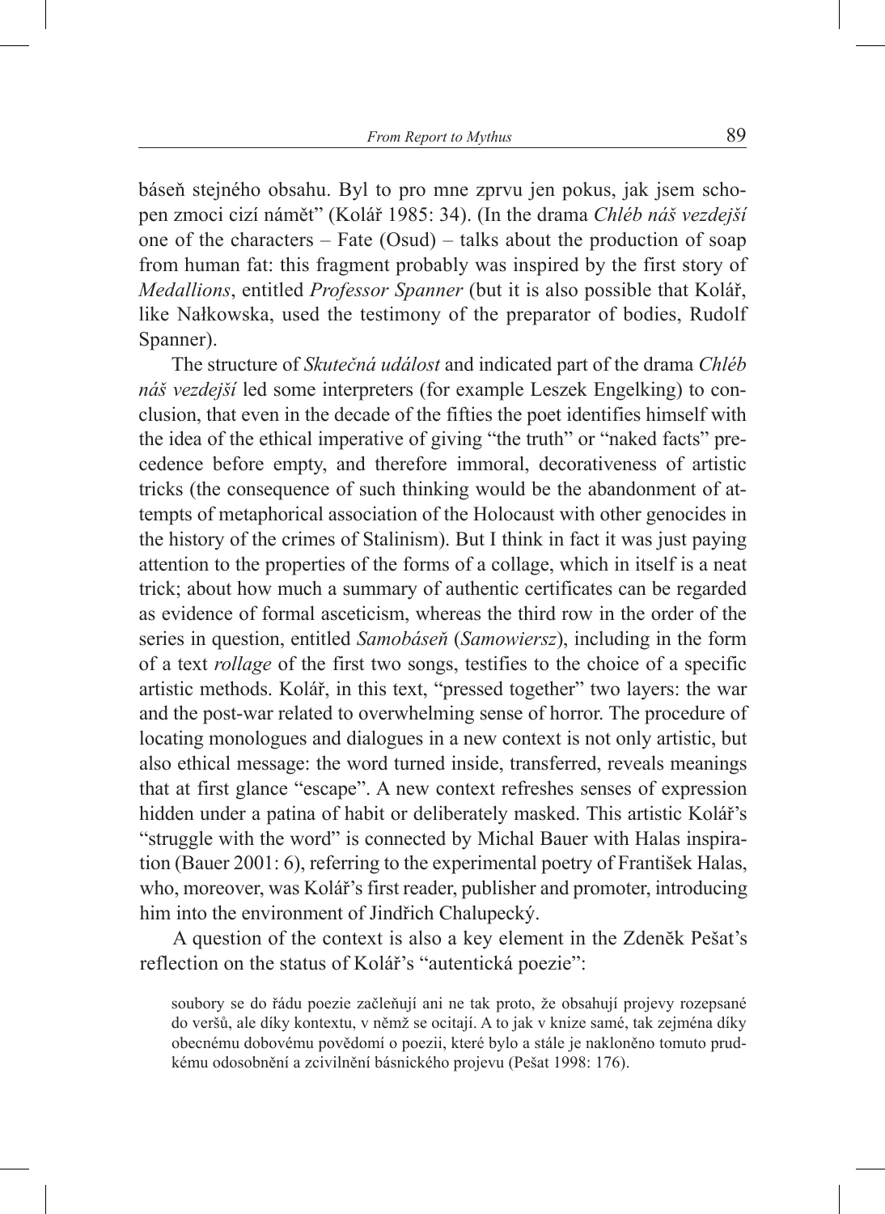báseň stejného obsahu. Byl to pro mne zprvu jen pokus, jak jsem schopen zmoci cizí námět" (Kolář 1985: 34). (In the drama *Chléb náš vezdejší* one of the characters – Fate (Osud) – talks about the production of soap from human fat: this fragment probably was inspired by the first story of *Medallions*, entitled *Professor Spanner* (but it is also possible that Kolář, like Nałkowska, used the testimony of the preparator of bodies, Rudolf Spanner).

The structure of *Skutečná událost* and indicated part of the drama *Chléb náš vezdejší* led some interpreters (for example Leszek Engelking) to conclusion, that even in the decade of the fifties the poet identifies himself with the idea of the ethical imperative of giving "the truth" or "naked facts" precedence before empty, and therefore immoral, decorativeness of artistic tricks (the consequence of such thinking would be the abandonment of attempts of metaphorical association of the Holocaust with other genocides in the history of the crimes of Stalinism). But I think in fact it was just paying attention to the properties of the forms of a collage, which in itself is a neat trick; about how much a summary of authentic certificates can be regarded as evidence of formal asceticism, whereas the third row in the order of the series in question, entitled *Samobáseň* (*Samowiersz*), including in the form of a text *rollage* of the first two songs, testifies to the choice of a specific artistic methods. Kolář, in this text, "pressed together" two layers: the war and the post-war related to overwhelming sense of horror. The procedure of locating monologues and dialogues in a new context is not only artistic, but also ethical message: the word turned inside, transferred, reveals meanings that at first glance "escape". A new context refreshes senses of expression hidden under a patina of habit or deliberately masked. This artistic Kolář's "struggle with the word" is connected by Michal Bauer with Halas inspiration (Bauer 2001: 6), referring to the experimental poetry of František Halas, who, moreover, was Kolář's first reader, publisher and promoter, introducing him into the environment of Jindřich Chalupecký.

A question of the context is also a key element in the Zdeněk Pešat's reflection on the status of Kolář's "autentická poezie":

> soubory se do řádu poezie začleňují ani ne tak proto, že obsahují projevy rozepsané do veršů, ale díky kontextu, v němž se ocitají. A to jak v knize samé, tak zejména díky obecnému dobovému povědomí o poezii, které bylo a stále je nakloněno tomuto prudkému odosobnění a zcivilnění básnického projevu (Pešat 1998: 176).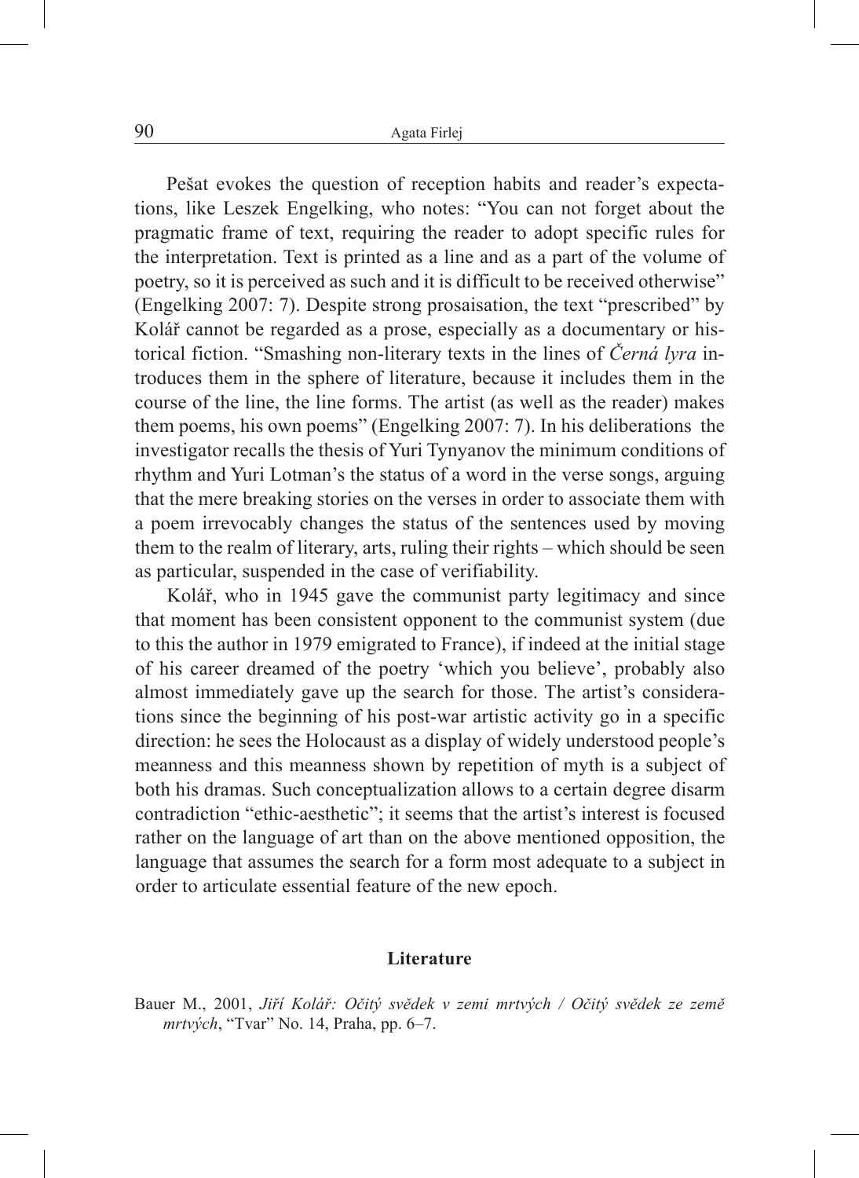Pešat evokes the question of reception habits and reader's expectations, like Leszek Engelking, who notes: "You can not forget about the pragmatic frame of text, requiring the reader to adopt specific rules for the interpretation. Text is printed as a line and as a part of the volume of poetry, so it is perceived as such and it is difficult to be received otherwise" (Engelking 2007: 7). Despite strong prosaisation, the text "prescribed" by Kolář cannot be regarded as a prose, especially as a documentary or historical fiction. "Smashing non-literary texts in the lines of *Černá lyra* introduces them in the sphere of literature, because it includes them in the course of the line, the line forms. The artist (as well as the reader) makes them poems, his own poems" (Engelking 2007: 7). In his deliberations the investigator recalls the thesis of Yuri Tynyanov the minimum conditions of rhythm and Yuri Lotman's the status of a word in the verse songs, arguing that the mere breaking stories on the verses in order to associate them with a poem irrevocably changes the status of the sentences used by moving them to the realm of literary, arts, ruling their rights – which should be seen as particular, suspended in the case of verifiability.

Kolář, who in 1945 gave the communist party legitimacy and since that moment has been consistent opponent to the communist system (due to this the author in 1979 emigrated to France), if indeed at the initial stage of his career dreamed of the poetry 'which you believe', probably also almost immediately gave up the search for those. The artist's considerations since the beginning of his post-war artistic activity go in a specific direction: he sees the Holocaust as a display of widely understood people's meanness and this meanness shown by repetition of myth is a subject of both his dramas. Such conceptualization allows to a certain degree disarm contradiction "ethic-aesthetic"; it seems that the artist's interest is focused rather on the language of art than on the above mentioned opposition, the language that assumes the search for a form most adequate to a subject in order to articulate essential feature of the new epoch.

## Literature

Bauer M., 2001, *Jiří Kolář: Očitý svědek v zemi mrtvých / Očitý svědek ze země mrtvých*, "Tvar" No. 14, Praha, pp. 6–7.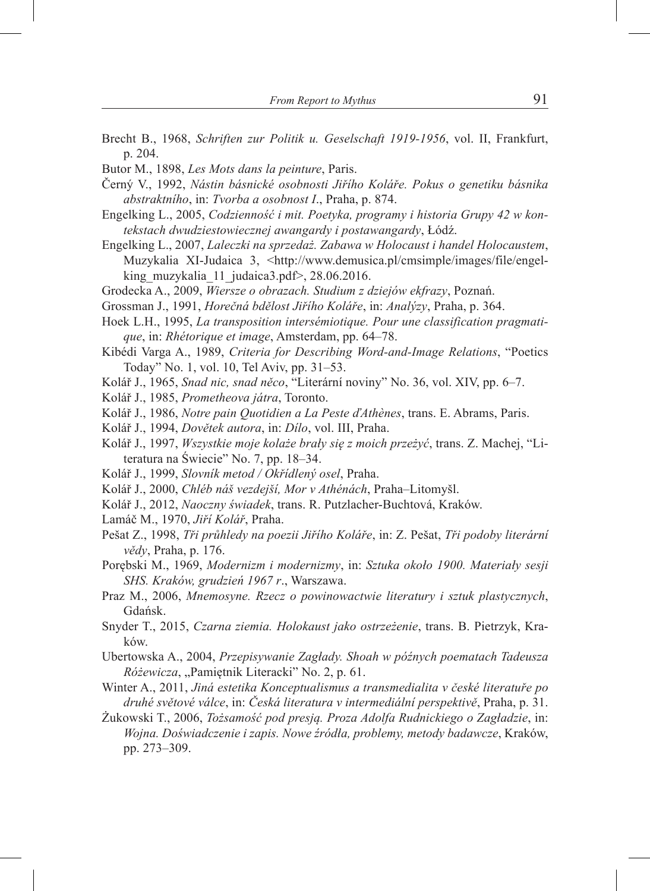Brecht B., 1968, *Schriften zur Politik u. Geselschaft 1919-1956*, vol. II, Frankfurt, p. 204.

Butor M., 1898, *Les Mots dans la peinture*, Paris.

Černý V., 1992, *Nástin básnické osobnosti Jiřího Koláře. Pokus o genetiku básnika abstraktního*, in: *Tvorba a osobnost I*., Praha, p. 874.

Engelking L., 2005, *Codzienność i mit. Poetyka, programy i historia Grupy 42 w kontekstach dwudziestowiecznej awangardy i postawangardy*, Łódź.

Engelking L., 2007, *Laleczki na sprzedaż. Zabawa w Holocaust i handel Holocaustem*, Muzykalia XI-Judaica 3, <http://www.demusica.pl/cmsimple/images/file/engelking_muzykalia_11_judaica3.pdf>, 28.06.2016.

Grodecka A., 2009, *Wiersze o obrazach. Studium z dziejów ekfrazy*, Poznań.

Grossman J., 1991, *Horečná bdělost Jiřího Koláře*, in: *Analýzy*, Praha, p. 364.

Hoek L.H., 1995, *La transposition intersémiotique. Pour une classification pragmatique*, in: *Rhétorique et image*, Amsterdam, pp. 64–78.

Kibédi Varga A., 1989, *Criteria for Describing Word-and-Image Relations*, "Poetics Today" No. 1, vol. 10, Tel Aviv, pp. 31–53.

Kolář J., 1965, *Snad nic, snad něco*, "Literární noviny" No. 36, vol. XIV, pp. 6–7.

Kolář J., 1985, *Prometheova játra*, Toronto.

Kolář J., 1986, *Notre pain Quotidien et La Peste d'Athènes*, trans. E. Abrams, Paris.

Kolář J., 1994, *Dovětek autora*, in: *Dílo*, vol. III, Praha.

Kolář J., 1997, *Wszystkie moje kolaże brały się z moich przeżyć*, trans. Z. Machej, "Literatura na Świecie" No. 7, pp. 18–34.

Kolář J., 1999, *Slovník metod / Okřídlený osel*, Praha.

Kolář J., 2000, *Chléb náš vezdejší, Mor v Athénách*, Praha–Litomyšl.

Kolář J., 2012, *Naoczny świadek*, trans. R. Putzlacher-Buchtová, Kraków.

Lamáč M., 1970, *Jiří Kolář*, Praha.

Pešat Z., 1998, *Tři průhledy na poezii Jiřího Koláře*, in: Z. Pešat, *Tři podoby literární vědy*, Praha, p. 176.

Porębski M., 1969, *Modernizm i modernizmy*, in: *Sztuka około 1900. Materiały sesji SHS. Kraków, grudzień 1967 r*., Warszawa.

Praz M., 2006, *Mnemosyne. Rzecz o powinowactwie literatury i sztuk plastycznych*, Gdańsk.

Snyder T., 2015, *Czarna ziemia. Holokaust jako ostrzeżenie*, trans. B. Pietrzyk, Kraków.

Ubertowska A., 2004, *Przepisywanie Zagłady. Shoah w późnych poematach Tadeusza Różewicza*, „Pamiętnik Literacki" No. 2, p. 61.

Winter A., 2011, *Jiná estetika Konceptualismus a transmedialita v české literatuře po druhé světové válce*, in: *Česká literatura v intermediální perspektivě*, Praha, p. 31.

Żukowski T., 2006, *Tożsamość pod presją. Proza Adolfa Rudnickiego o Zagładzie*, in: *Wojna. Doświadczenie i zapis. Nowe źródła, problemy, metody badawcze*, Kraków, pp. 273–309.